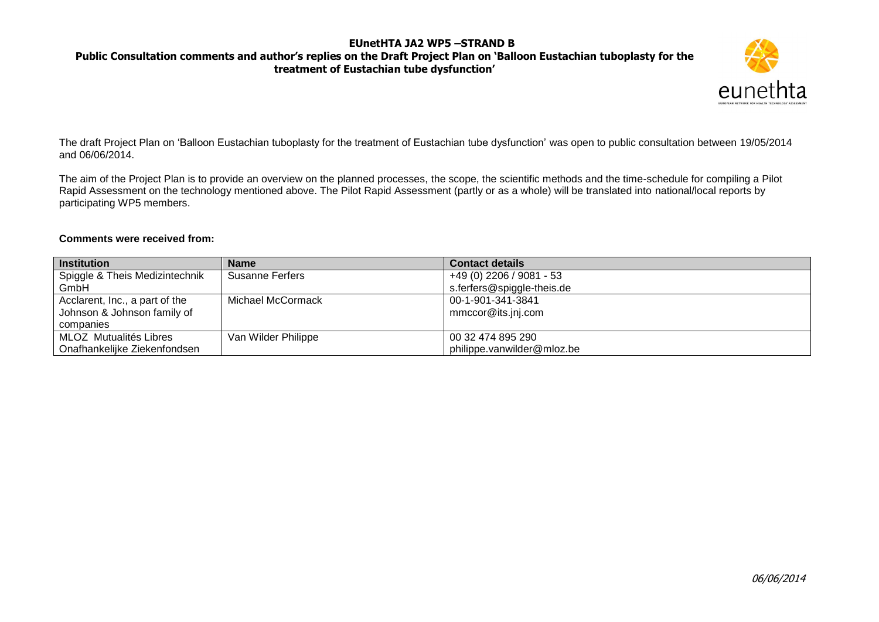# EUnetHTA JA2 WP5 –STRAND B

## Public Consultation comments and author's replies on the Draft Project Plan on 'Balloon Eustachian tuboplasty for the treatment of Eustachian tube dysfunction'

The draft Project Plan on 'Balloon Eustachian tuboplasty for the treatment of Eustachian tube dysfunction' was open to public consultation between 19/05/2014 and 06/06/2014.

The aim of the Project Plan is to provide an overview on the planned processes, the scope, the scientific methods and the time-schedule for compiling a Pilot Rapid Assessment on the technology mentioned above. The Pilot Rapid Assessment (partly or as a whole) will be translated into national/local reports by participating WP5 members.

**Comments were received from:**

| Institution | Name | Contact details |
|---|---|---|
| Spiggle & Theis Medizintechnik GmbH | Susanne Ferfers | +49 (0) 2206 / 9081 - 53<br>s.ferfers@spiggle-theis.de |
| Acclarent, Inc., a part of the Johnson & Johnson family of companies | Michael McCormack | 00-1-901-341-3841<br>mmccor@its.jnj.com |
| MLOZ Mutualités Libres Onafhankelijke Ziekenfondsen | Van Wilder Philippe | 00 32 474 895 290<br>philippe.vanwilder@mloz.be |

06/06/2014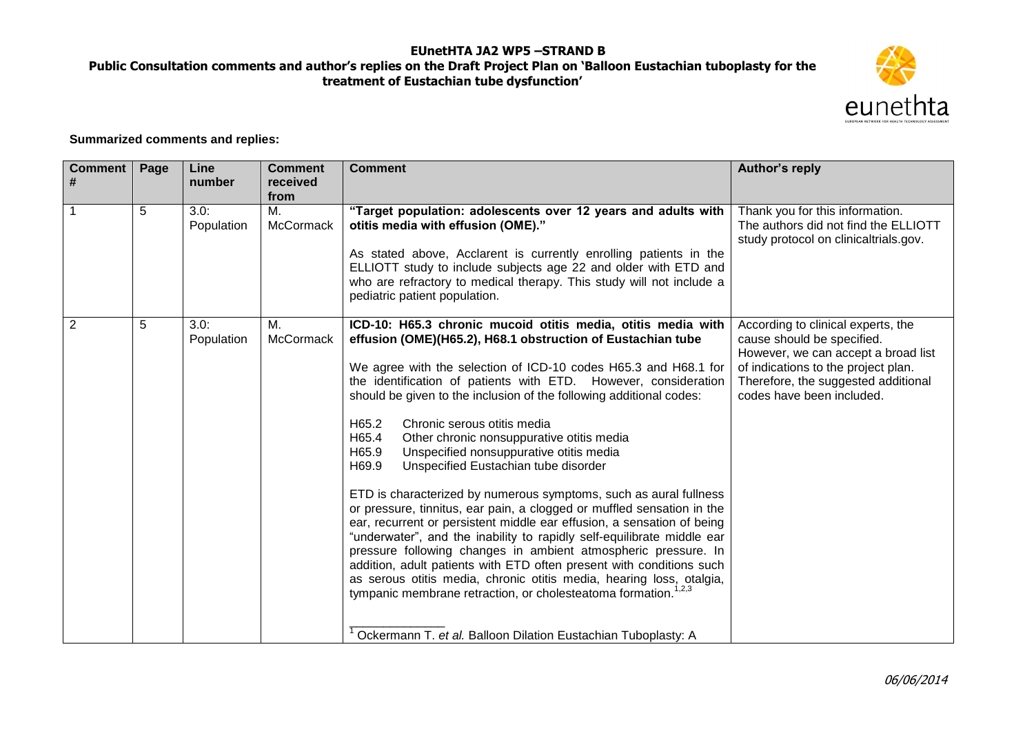# EUnetHTA JA2 WP5 –STRAND B

## Public Consultation comments and author's replies on the Draft Project Plan on 'Balloon Eustachian tuboplasty for the treatment of Eustachian tube dysfunction'

**Summarized comments and replies:**

| Comment # | Page | Line number | Comment received from | Comment | Author's reply |
|---|---|---|---|---|---|
| 1 | 5 | 3.0: Population | M. McCormack | **"Target population: adolescents over 12 years and adults with otitis media with effusion (OME)."**<br><br>As stated above, Acclarent is currently enrolling patients in the ELLIOTT study to include subjects age 22 and older with ETD and who are refractory to medical therapy. This study will not include a pediatric patient population. | Thank you for this information. The authors did not find the ELLIOTT study protocol on clinicaltrials.gov. |
| 2 | 5 | 3.0: Population | M. McCormack | **ICD-10: H65.3 chronic mucoid otitis media, otitis media with effusion (OME)(H65.2), H68.1 obstruction of Eustachian tube**<br><br>We agree with the selection of ICD-10 codes H65.3 and H68.1 for the identification of patients with ETD. However, consideration should be given to the inclusion of the following additional codes:<br><br>H65.2 Chronic serous otitis media<br>H65.4 Other chronic nonsuppurative otitis media<br>H65.9 Unspecified nonsuppurative otitis media<br>H69.9 Unspecified Eustachian tube disorder<br><br>ETD is characterized by numerous symptoms, such as aural fullness or pressure, tinnitus, ear pain, a clogged or muffled sensation in the ear, recurrent or persistent middle ear effusion, a sensation of being "underwater", and the inability to rapidly self-equilibrate middle ear pressure following changes in ambient atmospheric pressure. In addition, adult patients with ETD often present with conditions such as serous otitis media, chronic otitis media, hearing loss, otalgia, tympanic membrane retraction, or cholesteatoma formation.[1,2,3]<br><br>______________<br>[1] Ockermann T. *et al.* Balloon Dilation Eustachian Tuboplasty: A | According to clinical experts, the cause should be specified. However, we can accept a broad list of indications to the project plan. Therefore, the suggested additional codes have been included. |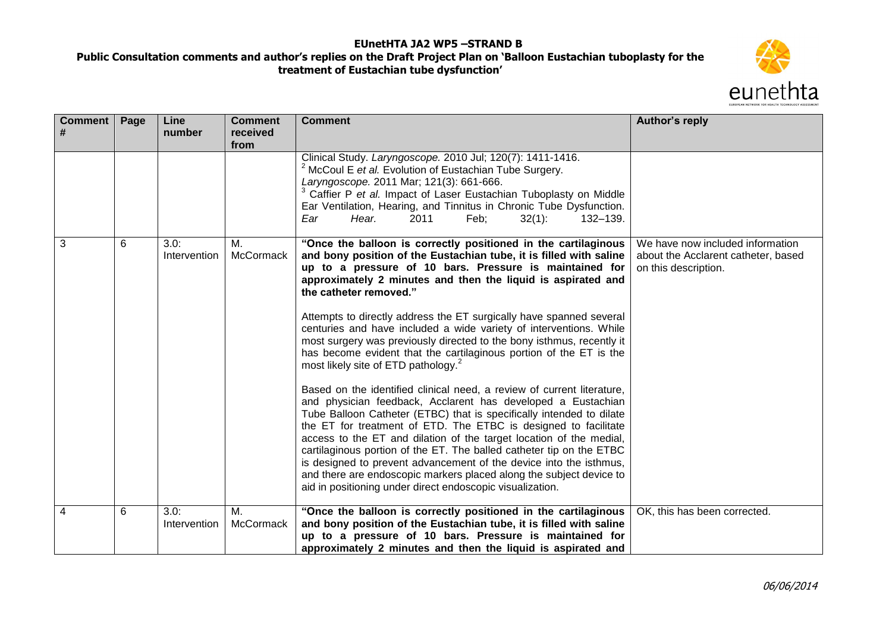| Comment # | Page | Line number | Comment received from | Comment | Author's reply |
|---|---|---|---|---|---|
| | | | | Clinical Study. *Laryngoscope.* 2010 Jul; 120(7): 1411-1416.<br>[2] McCoul E *et al.* Evolution of Eustachian Tube Surgery. *Laryngoscope.* 2011 Mar; 121(3): 661-666.<br>[3] Caffier P *et al.* Impact of Laser Eustachian Tuboplasty on Middle Ear Ventilation, Hearing, and Tinnitus in Chronic Tube Dysfunction. *Ear Hear.* 2011 Feb; 32(1): 132–139. | |
| 3 | 6 | 3.0: Intervention | M. McCormack | **"Once the balloon is correctly positioned in the cartilaginous and bony position of the Eustachian tube, it is filled with saline up to a pressure of 10 bars. Pressure is maintained for approximately 2 minutes and then the liquid is aspirated and the catheter removed."**<br><br>Attempts to directly address the ET surgically have spanned several centuries and have included a wide variety of interventions. While most surgery was previously directed to the bony isthmus, recently it has become evident that the cartilaginous portion of the ET is the most likely site of ETD pathology.[2]<br><br>Based on the identified clinical need, a review of current literature, and physician feedback, Acclarent has developed a Eustachian Tube Balloon Catheter (ETBC) that is specifically intended to dilate the ET for treatment of ETD. The ETBC is designed to facilitate access to the ET and dilation of the target location of the medial, cartilaginous portion of the ET. The balled catheter tip on the ETBC is designed to prevent advancement of the device into the isthmus, and there are endoscopic markers placed along the subject device to aid in positioning under direct endoscopic visualization. | We have now included information about the Acclarent catheter, based on this description. |
| 4 | 6 | 3.0: Intervention | M. McCormack | **"Once the balloon is correctly positioned in the cartilaginous and bony position of the Eustachian tube, it is filled with saline up to a pressure of 10 bars. Pressure is maintained for approximately 2 minutes and then the liquid is aspirated and** | OK, this has been corrected. |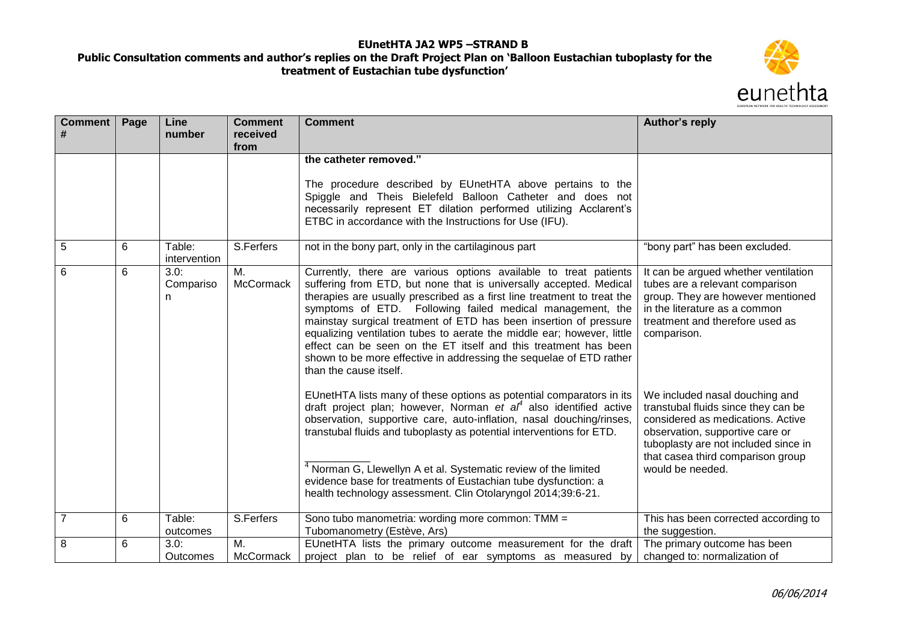| Comment # | Page | Line number | Comment received from | Comment | Author's reply |
|---|---|---|---|---|---|
| | | | | **the catheter removed."**<br><br>The procedure described by EUnetHTA above pertains to the Spiggle and Theis Bielefeld Balloon Catheter and does not necessarily represent ET dilation performed utilizing Acclarent's ETBC in accordance with the Instructions for Use (IFU). | |
| 5 | 6 | Table: intervention | S.Ferfers | not in the bony part, only in the cartilaginous part | "bony part" has been excluded. |
| 6 | 6 | 3.0: Comparison | M. McCormack | Currently, there are various options available to treat patients suffering from ETD, but none that is universally accepted. Medical therapies are usually prescribed as a first line treatment to treat the symptoms of ETD. Following failed medical management, the mainstay surgical treatment of ETD has been insertion of pressure equalizing ventilation tubes to aerate the middle ear; however, little effect can be seen on the ET itself and this treatment has been shown to be more effective in addressing the sequelae of ETD rather than the cause itself.<br><br>EUnetHTA lists many of these options as potential comparators in its draft project plan; however, Norman *et al*[4] also identified active observation, supportive care, auto-inflation, nasal douching/rinses, transtubal fluids and tuboplasty as potential interventions for ETD.<br><br>[4] Norman G, Llewellyn A et al. Systematic review of the limited evidence base for treatments of Eustachian tube dysfunction: a health technology assessment. Clin Otolaryngol 2014;39:6-21. | It can be argued whether ventilation tubes are a relevant comparison group. They are however mentioned in the literature as a common treatment and therefore used as comparison.<br><br>We included nasal douching and transtubal fluids since they can be considered as medications. Active observation, supportive care or tuboplasty are not included since in that casea third comparison group would be needed. |
| 7 | 6 | Table: outcomes | S.Ferfers | Sono tubo manometria: wording more common: TMM = Tubomanometry (Estève, Ars) | This has been corrected according to the suggestion. |
| 8 | 6 | 3.0: Outcomes | M. McCormack | EUnetHTA lists the primary outcome measurement for the draft project plan to be relief of ear symptoms as measured by | The primary outcome has been changed to: normalization of |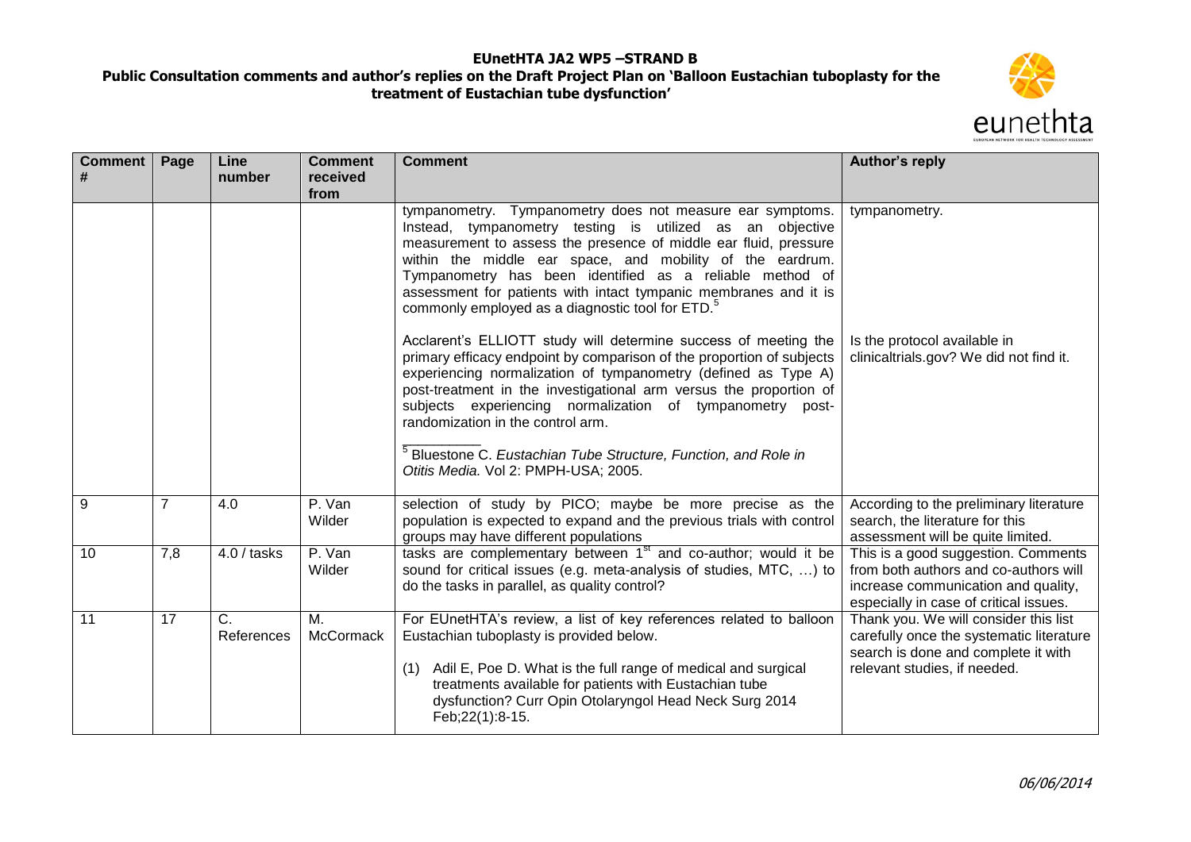| Comment # | Page | Line number | Comment received from | Comment | Author's reply |
|---|---|---|---|---|---|
| | | | | tympanometry. Tympanometry does not measure ear symptoms. Instead, tympanometry testing is utilized as an objective measurement to assess the presence of middle ear fluid, pressure within the middle ear space, and mobility of the eardrum. Tympanometry has been identified as a reliable method of assessment for patients with intact tympanic membranes and it is commonly employed as a diagnostic tool for ETD.[5]<br><br>Acclarent's ELLIOTT study will determine success of meeting the primary efficacy endpoint by comparison of the proportion of subjects experiencing normalization of tympanometry (defined as Type A) post-treatment in the investigational arm versus the proportion of subjects experiencing normalization of tympanometry post-randomization in the control arm.<br><br>[5] Bluestone C. *Eustachian Tube Structure, Function, and Role in Otitis Media.* Vol 2: PMPH-USA; 2005. | tympanometry.<br><br>Is the protocol available in clinicaltrials.gov? We did not find it. |
| 9 | 7 | 4.0 | P. Van Wilder | selection of study by PICO; maybe be more precise as the population is expected to expand and the previous trials with control groups may have different populations | According to the preliminary literature search, the literature for this assessment will be quite limited. |
| 10 | 7,8 | 4.0 / tasks | P. Van Wilder | tasks are complementary between 1st and co-author; would it be sound for critical issues (e.g. meta-analysis of studies, MTC, …) to do the tasks in parallel, as quality control? | This is a good suggestion. Comments from both authors and co-authors will increase communication and quality, especially in case of critical issues. |
| 11 | 17 | C. References | M. McCormack | For EUnetHTA's review, a list of key references related to balloon Eustachian tuboplasty is provided below.<br><br>(1) Adil E, Poe D. What is the full range of medical and surgical treatments available for patients with Eustachian tube dysfunction? Curr Opin Otolaryngol Head Neck Surg 2014 Feb;22(1):8-15. | Thank you. We will consider this list carefully once the systematic literature search is done and complete it with relevant studies, if needed. |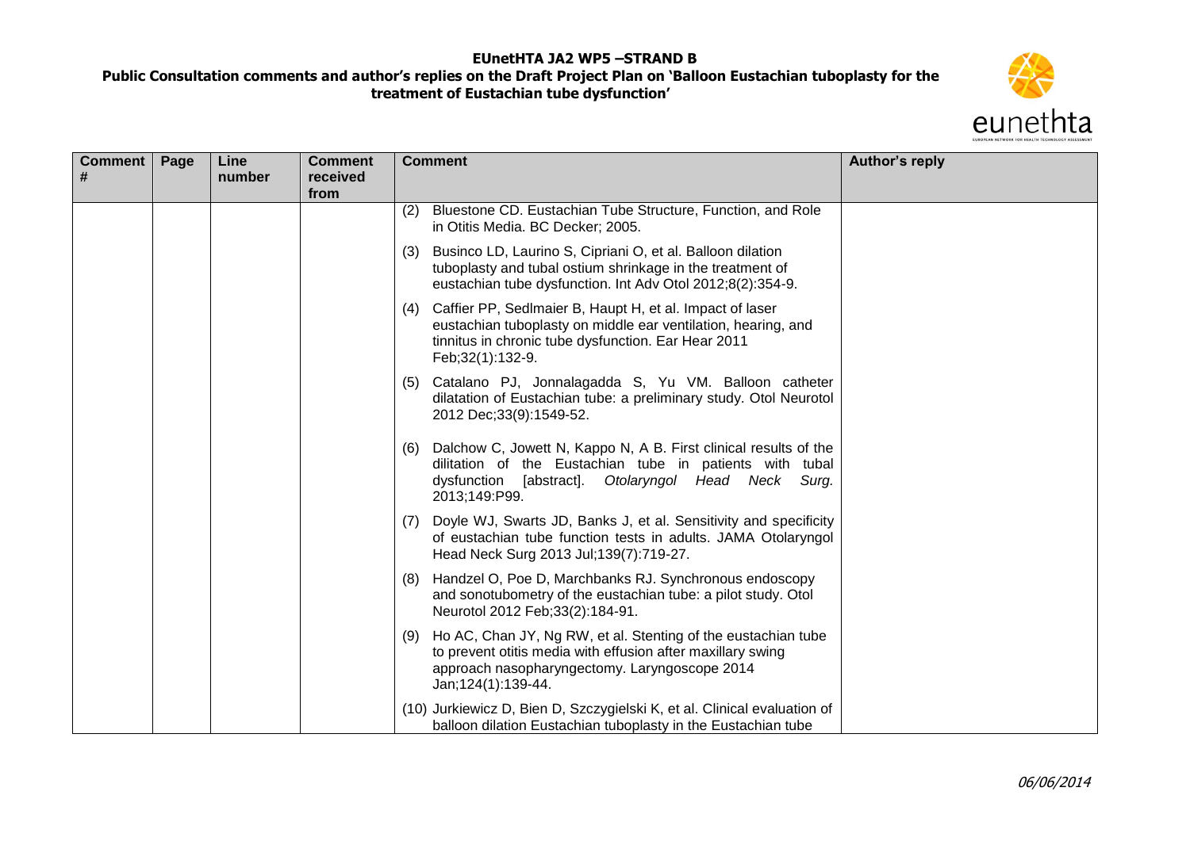| Comment # | Page | Line number | Comment received from | Comment | Author's reply |
|---|---|---|---|---|---|
| | | | | (2) Bluestone CD. Eustachian Tube Structure, Function, and Role in Otitis Media. BC Decker; 2005.<br><br>(3) Businco LD, Laurino S, Cipriani O, et al. Balloon dilation tuboplasty and tubal ostium shrinkage in the treatment of eustachian tube dysfunction. Int Adv Otol 2012;8(2):354-9.<br><br>(4) Caffier PP, Sedlmaier B, Haupt H, et al. Impact of laser eustachian tuboplasty on middle ear ventilation, hearing, and tinnitus in chronic tube dysfunction. Ear Hear 2011 Feb;32(1):132-9.<br><br>(5) Catalano PJ, Jonnalagadda S, Yu VM. Balloon catheter dilatation of Eustachian tube: a preliminary study. Otol Neurotol 2012 Dec;33(9):1549-52.<br><br>(6) Dalchow C, Jowett N, Kappo N, A B. First clinical results of the dilitation of the Eustachian tube in patients with tubal dysfunction [abstract]. *Otolaryngol Head Neck Surg.* 2013;149:P99.<br><br>(7) Doyle WJ, Swarts JD, Banks J, et al. Sensitivity and specificity of eustachian tube function tests in adults. JAMA Otolaryngol Head Neck Surg 2013 Jul;139(7):719-27.<br><br>(8) Handzel O, Poe D, Marchbanks RJ. Synchronous endoscopy and sonotubometry of the eustachian tube: a pilot study. Otol Neurotol 2012 Feb;33(2):184-91.<br><br>(9) Ho AC, Chan JY, Ng RW, et al. Stenting of the eustachian tube to prevent otitis media with effusion after maxillary swing approach nasopharyngectomy. Laryngoscope 2014 Jan;124(1):139-44.<br><br>(10) Jurkiewicz D, Bien D, Szczygielski K, et al. Clinical evaluation of balloon dilation Eustachian tuboplasty in the Eustachian tube | |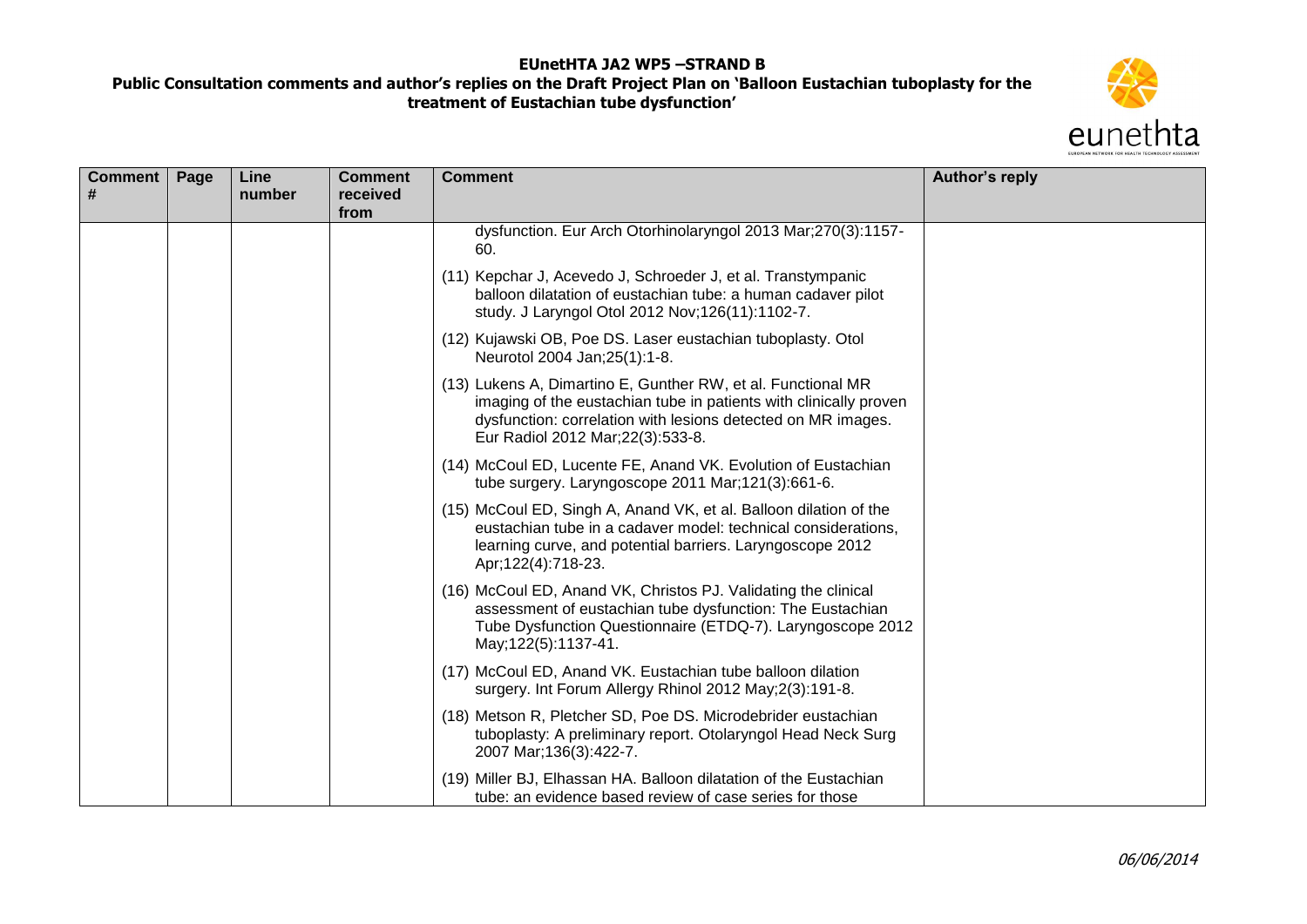| Comment # | Page | Line number | Comment received from | Comment | Author's reply |
|---|---|---|---|---|---|
| | | | | dysfunction. Eur Arch Otorhinolaryngol 2013 Mar;270(3):1157-60.<br>(11) Kepchar J, Acevedo J, Schroeder J, et al. Transtympanic balloon dilatation of eustachian tube: a human cadaver pilot study. J Laryngol Otol 2012 Nov;126(11):1102-7.<br>(12) Kujawski OB, Poe DS. Laser eustachian tuboplasty. Otol Neurotol 2004 Jan;25(1):1-8.<br>(13) Lukens A, Dimartino E, Gunther RW, et al. Functional MR imaging of the eustachian tube in patients with clinically proven dysfunction: correlation with lesions detected on MR images. Eur Radiol 2012 Mar;22(3):533-8.<br>(14) McCoul ED, Lucente FE, Anand VK. Evolution of Eustachian tube surgery. Laryngoscope 2011 Mar;121(3):661-6.<br>(15) McCoul ED, Singh A, Anand VK, et al. Balloon dilation of the eustachian tube in a cadaver model: technical considerations, learning curve, and potential barriers. Laryngoscope 2012 Apr;122(4):718-23.<br>(16) McCoul ED, Anand VK, Christos PJ. Validating the clinical assessment of eustachian tube dysfunction: The Eustachian Tube Dysfunction Questionnaire (ETDQ-7). Laryngoscope 2012 May;122(5):1137-41.<br>(17) McCoul ED, Anand VK. Eustachian tube balloon dilation surgery. Int Forum Allergy Rhinol 2012 May;2(3):191-8.<br>(18) Metson R, Pletcher SD, Poe DS. Microdebrider eustachian tuboplasty: A preliminary report. Otolaryngol Head Neck Surg 2007 Mar;136(3):422-7.<br>(19) Miller BJ, Elhassan HA. Balloon dilatation of the Eustachian tube: an evidence based review of case series for those | |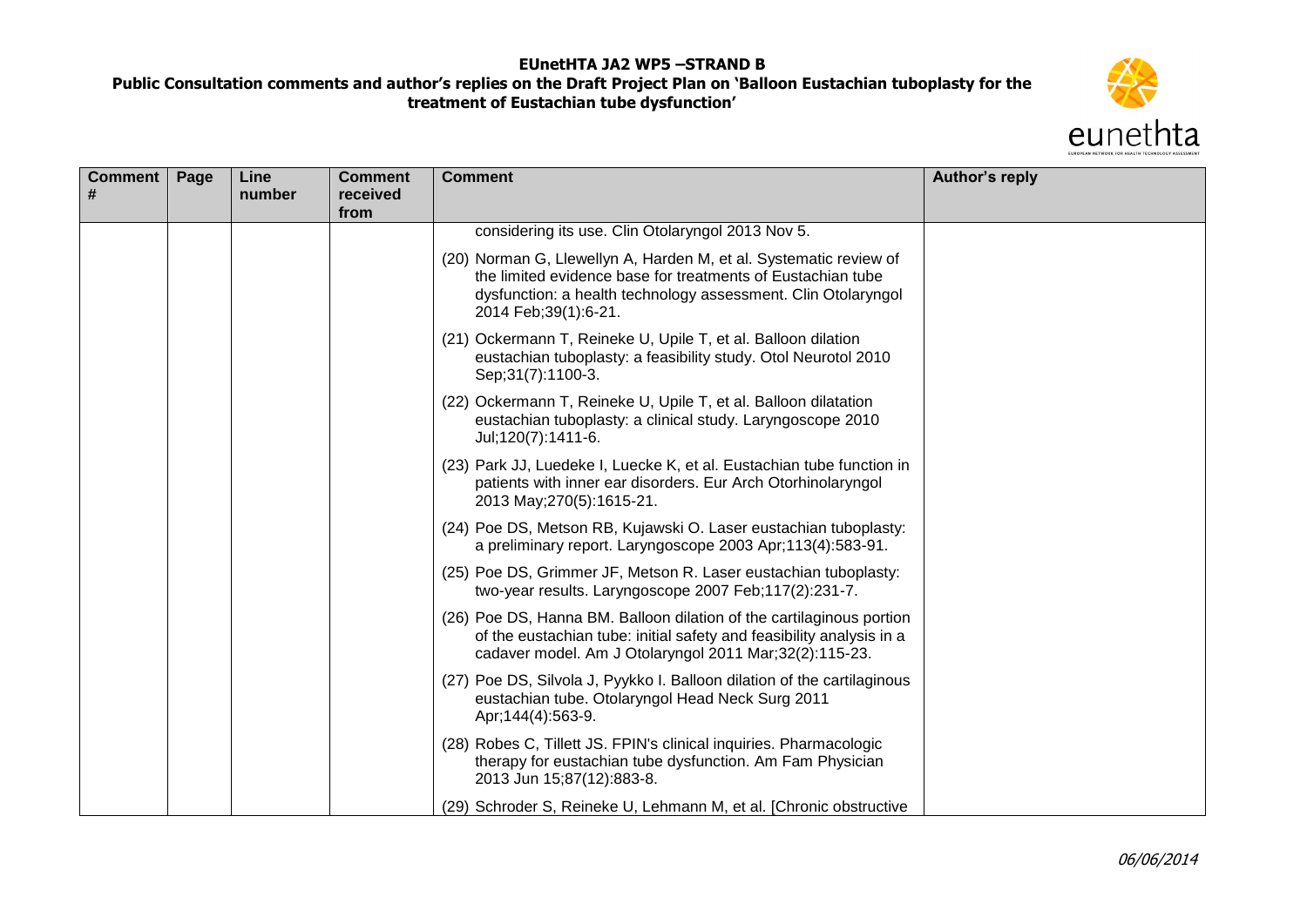| Comment # | Page | Line number | Comment received from | Comment | Author's reply |
|---|---|---|---|---|---|
| | | | | considering its use. Clin Otolaryngol 2013 Nov 5.<br><br>(20) Norman G, Llewellyn A, Harden M, et al. Systematic review of the limited evidence base for treatments of Eustachian tube dysfunction: a health technology assessment. Clin Otolaryngol 2014 Feb;39(1):6-21.<br><br>(21) Ockermann T, Reineke U, Upile T, et al. Balloon dilation eustachian tuboplasty: a feasibility study. Otol Neurotol 2010 Sep;31(7):1100-3.<br><br>(22) Ockermann T, Reineke U, Upile T, et al. Balloon dilatation eustachian tuboplasty: a clinical study. Laryngoscope 2010 Jul;120(7):1411-6.<br><br>(23) Park JJ, Luedeke I, Luecke K, et al. Eustachian tube function in patients with inner ear disorders. Eur Arch Otorhinolaryngol 2013 May;270(5):1615-21.<br><br>(24) Poe DS, Metson RB, Kujawski O. Laser eustachian tuboplasty: a preliminary report. Laryngoscope 2003 Apr;113(4):583-91.<br><br>(25) Poe DS, Grimmer JF, Metson R. Laser eustachian tuboplasty: two-year results. Laryngoscope 2007 Feb;117(2):231-7.<br><br>(26) Poe DS, Hanna BM. Balloon dilation of the cartilaginous portion of the eustachian tube: initial safety and feasibility analysis in a cadaver model. Am J Otolaryngol 2011 Mar;32(2):115-23.<br><br>(27) Poe DS, Silvola J, Pyykko I. Balloon dilation of the cartilaginous eustachian tube. Otolaryngol Head Neck Surg 2011 Apr;144(4):563-9.<br><br>(28) Robes C, Tillett JS. FPIN's clinical inquiries. Pharmacologic therapy for eustachian tube dysfunction. Am Fam Physician 2013 Jun 15;87(12):883-8.<br><br>(29) Schroder S, Reineke U, Lehmann M, et al. [Chronic obstructive | |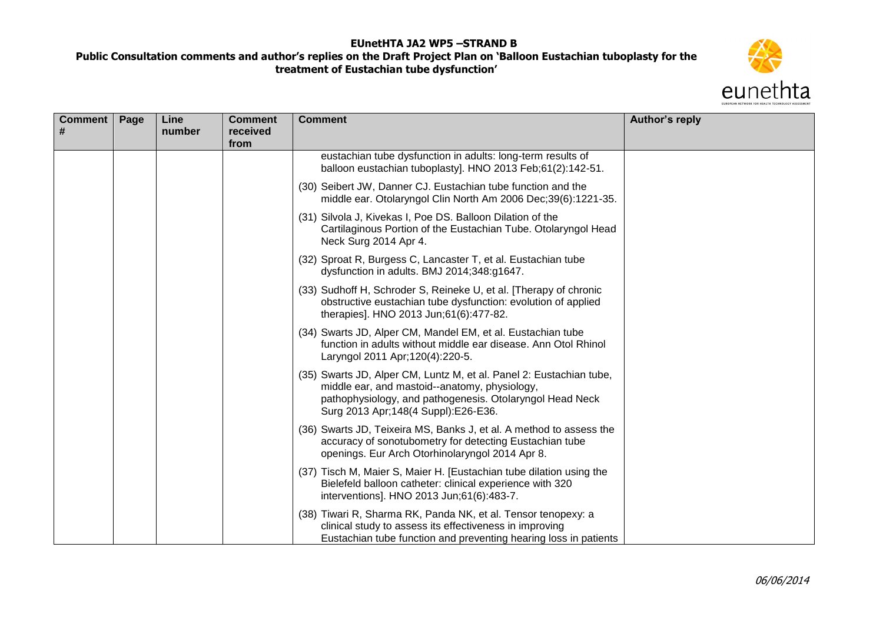| Comment # | Page | Line number | Comment received from | Comment | Author's reply |
| --- | --- | --- | --- | --- | --- |
| | | | | eustachian tube dysfunction in adults: long-term results of balloon eustachian tuboplasty]. HNO 2013 Feb;61(2):142-51.<br><br>(30) Seibert JW, Danner CJ. Eustachian tube function and the middle ear. Otolaryngol Clin North Am 2006 Dec;39(6):1221-35.<br><br>(31) Silvola J, Kivekas I, Poe DS. Balloon Dilation of the Cartilaginous Portion of the Eustachian Tube. Otolaryngol Head Neck Surg 2014 Apr 4.<br><br>(32) Sproat R, Burgess C, Lancaster T, et al. Eustachian tube dysfunction in adults. BMJ 2014;348:g1647.<br><br>(33) Sudhoff H, Schroder S, Reineke U, et al. [Therapy of chronic obstructive eustachian tube dysfunction: evolution of applied therapies]. HNO 2013 Jun;61(6):477-82.<br><br>(34) Swarts JD, Alper CM, Mandel EM, et al. Eustachian tube function in adults without middle ear disease. Ann Otol Rhinol Laryngol 2011 Apr;120(4):220-5.<br><br>(35) Swarts JD, Alper CM, Luntz M, et al. Panel 2: Eustachian tube, middle ear, and mastoid--anatomy, physiology, pathophysiology, and pathogenesis. Otolaryngol Head Neck Surg 2013 Apr;148(4 Suppl):E26-E36.<br><br>(36) Swarts JD, Teixeira MS, Banks J, et al. A method to assess the accuracy of sonotubometry for detecting Eustachian tube openings. Eur Arch Otorhinolaryngol 2014 Apr 8.<br><br>(37) Tisch M, Maier S, Maier H. [Eustachian tube dilation using the Bielefeld balloon catheter: clinical experience with 320 interventions]. HNO 2013 Jun;61(6):483-7.<br><br>(38) Tiwari R, Sharma RK, Panda NK, et al. Tensor tenopexy: a clinical study to assess its effectiveness in improving Eustachian tube function and preventing hearing loss in patients | |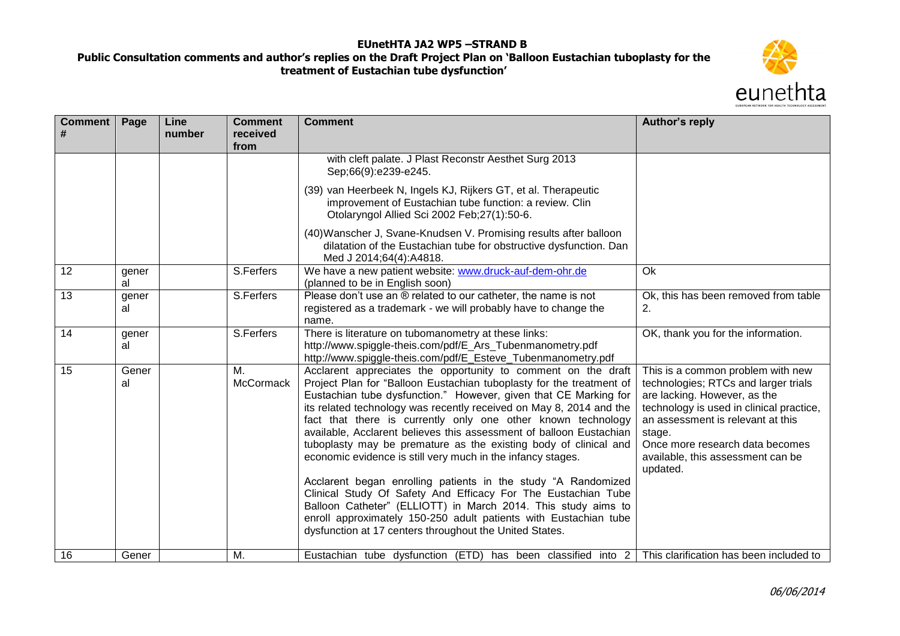| Comment # | Page | Line number | Comment received from | Comment | Author's reply |
|---|---|---|---|---|---|
| | | | | with cleft palate. J Plast Reconstr Aesthet Surg 2013 Sep;66(9):e239-e245.<br><br>(39) van Heerbeek N, Ingels KJ, Rijkers GT, et al. Therapeutic improvement of Eustachian tube function: a review. Clin Otolaryngol Allied Sci 2002 Feb;27(1):50-6.<br><br>(40)Wanscher J, Svane-Knudsen V. Promising results after balloon dilatation of the Eustachian tube for obstructive dysfunction. Dan Med J 2014;64(4):A4818. | |
| 12 | general | | S.Ferfers | We have a new patient website: [www.druck-auf-dem-ohr.de](www.druck-auf-dem-ohr.de) (planned to be in English soon) | Ok |
| 13 | general | | S.Ferfers | Please don't use an ® related to our catheter, the name is not registered as a trademark - we will probably have to change the name. | Ok, this has been removed from table 2. |
| 14 | general | | S.Ferfers | There is literature on tubomanometry at these links:<br>http://www.spiggle-theis.com/pdf/E_Ars_Tubenmanometry.pdf<br>http://www.spiggle-theis.com/pdf/E_Esteve_Tubenmanometry.pdf | OK, thank you for the information. |
| 15 | General | | M. McCormack | Acclarent appreciates the opportunity to comment on the draft Project Plan for "Balloon Eustachian tuboplasty for the treatment of Eustachian tube dysfunction." However, given that CE Marking for its related technology was recently received on May 8, 2014 and the fact that there is currently only one other known technology available, Acclarent believes this assessment of balloon Eustachian tuboplasty may be premature as the existing body of clinical and economic evidence is still very much in the infancy stages.<br><br>Acclarent began enrolling patients in the study "A Randomized Clinical Study Of Safety And Efficacy For The Eustachian Tube Balloon Catheter" (ELLIOTT) in March 2014. This study aims to enroll approximately 150-250 adult patients with Eustachian tube dysfunction at 17 centers throughout the United States. | This is a common problem with new technologies; RTCs and larger trials are lacking. However, as the technology is used in clinical practice, an assessment is relevant at this stage.<br>Once more research data becomes available, this assessment can be updated. |
| 16 | Gener | | M. | Eustachian tube dysfunction (ETD) has been classified into 2 | This clarification has been included to |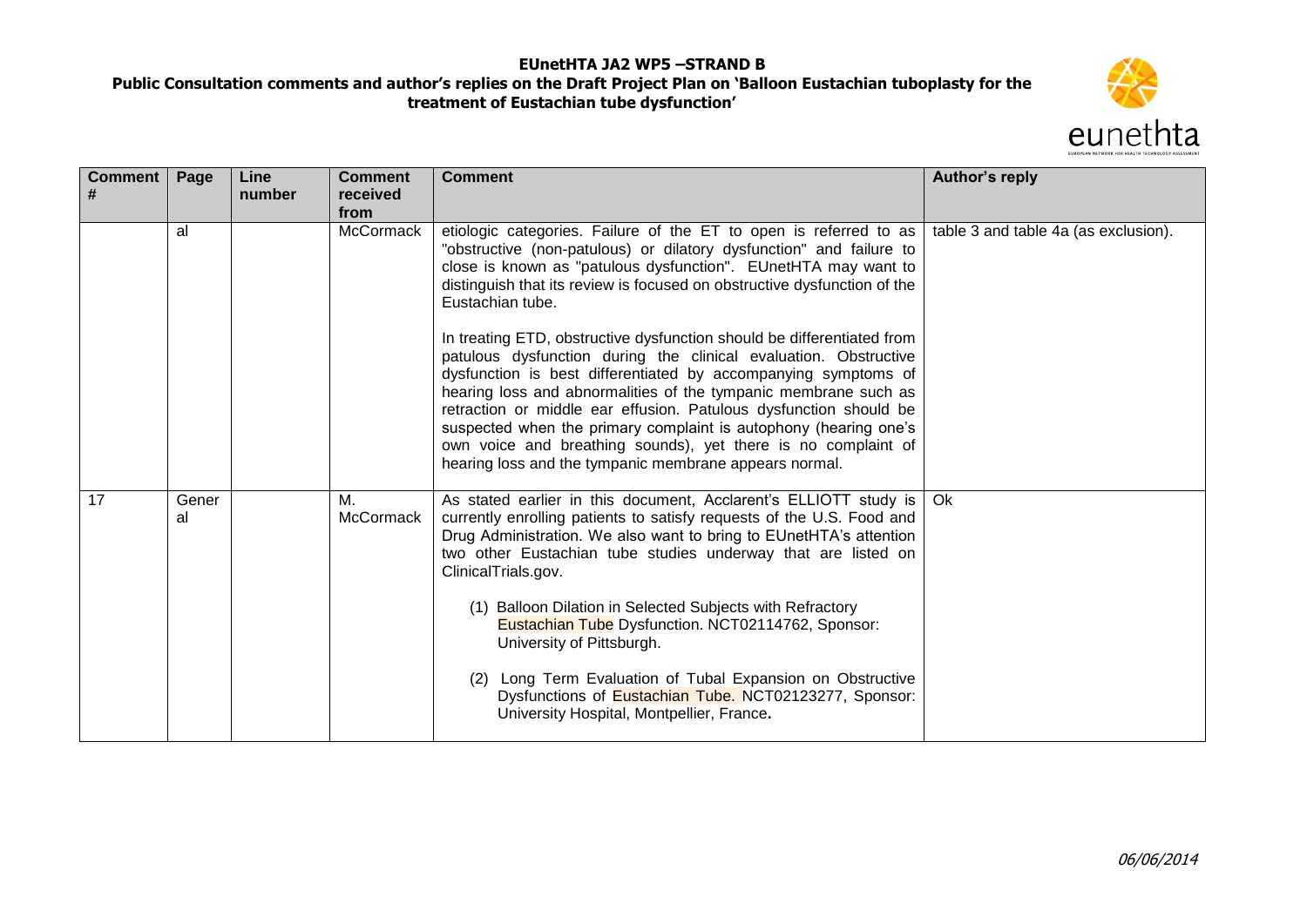| Comment # | Page | Line number | Comment received from | Comment | Author's reply |
| --- | --- | --- | --- | --- | --- |
| | al | | McCormack | etiologic categories. Failure of the ET to open is referred to as "obstructive (non-patulous) or dilatory dysfunction" and failure to close is known as "patulous dysfunction". EUnetHTA may want to distinguish that its review is focused on obstructive dysfunction of the Eustachian tube.<br><br>In treating ETD, obstructive dysfunction should be differentiated from patulous dysfunction during the clinical evaluation. Obstructive dysfunction is best differentiated by accompanying symptoms of hearing loss and abnormalities of the tympanic membrane such as retraction or middle ear effusion. Patulous dysfunction should be suspected when the primary complaint is autophony (hearing one's own voice and breathing sounds), yet there is no complaint of hearing loss and the tympanic membrane appears normal. | table 3 and table 4a (as exclusion). |
| 17 | General | | M. McCormack | As stated earlier in this document, Acclarent's ELLIOTT study is currently enrolling patients to satisfy requests of the U.S. Food and Drug Administration. We also want to bring to EUnetHTA's attention two other Eustachian tube studies underway that are listed on ClinicalTrials.gov.<br><br>(1) Balloon Dilation in Selected Subjects with Refractory Eustachian Tube Dysfunction. NCT02114762, Sponsor: University of Pittsburgh.<br><br>(2) Long Term Evaluation of Tubal Expansion on Obstructive Dysfunctions of Eustachian Tube. NCT02123277, Sponsor: University Hospital, Montpellier, France**.** | Ok |